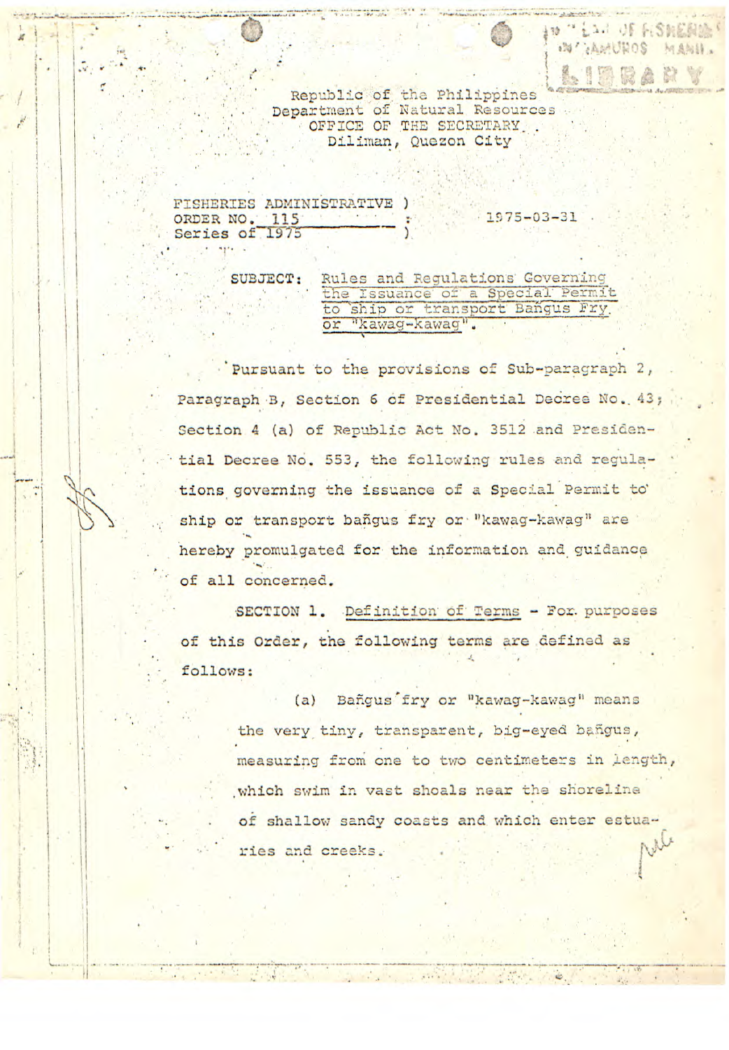Republic of the Philippines
Department of Natural Resources
OFFICE OF THE SECRETARY
Diliman, Quezon City

FISHERIES ADMINISTRATIVE ORDER NO. 115
Series of 1975

1975-03-31

SUBJECT: Rules and Regulations Governing the Issuance of a Special Permit to ship or transport Bañgus Fry or "kawag-kawag".

Pursuant to the provisions of Sub-paragraph 2, Paragraph B, Section 6 of Presidential Decree No. 43; Section 4 (a) of Republic Act No. 3512 and Presidential Decree No. 553, the following rules and regulations governing the issuance of a Special Permit to ship or transport bañgus fry or "kawag-kawag" are hereby promulgated for the information and guidance of all concerned.

SECTION 1. Definition of Terms - For purposes of this Order, the following terms are defined as follows:

(a) Bañgus fry or "kawag-kawag" means the very tiny, transparent, big-eyed bañgus, measuring from one to two centimeters in length, which swim in vast shoals near the shoreline of shallow sandy coasts and which enter estuaries and creeks.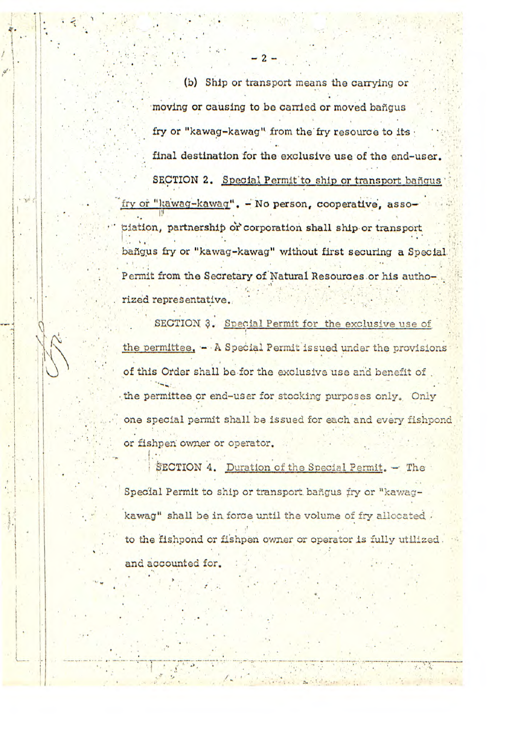(b) Ship or transport means the carrying or moving or causing to be carried or moved bañgus fry or "kawag-kawag" from the fry resource to its final destination for the exclusive use of the end-user.

SECTION 2. Special Permit to ship or transport bañgus fry or "kawag-kawag". – No person, cooperative, association, partnership or corporation shall ship or transport bañgus fry or "kawag-kawag" without first securing a Special Permit from the Secretary of Natural Resources or his authorized representative.

SECTION 3. Special Permit for the exclusive use of the permittee. – A Special Permit issued under the provisions of this Order shall be for the exclusive use and benefit of the permittee or end-user for stocking purposes only. Only one special permit shall be issued for each and every fishpond or fishpen owner or operator.

SECTION 4. Duration of the Special Permit. – The Special Permit to ship or transport bañgus fry or "kawag-kawag" shall be in force until the volume of fry allocated to the fishpond or fishpen owner or operator is fully utilized and accounted for.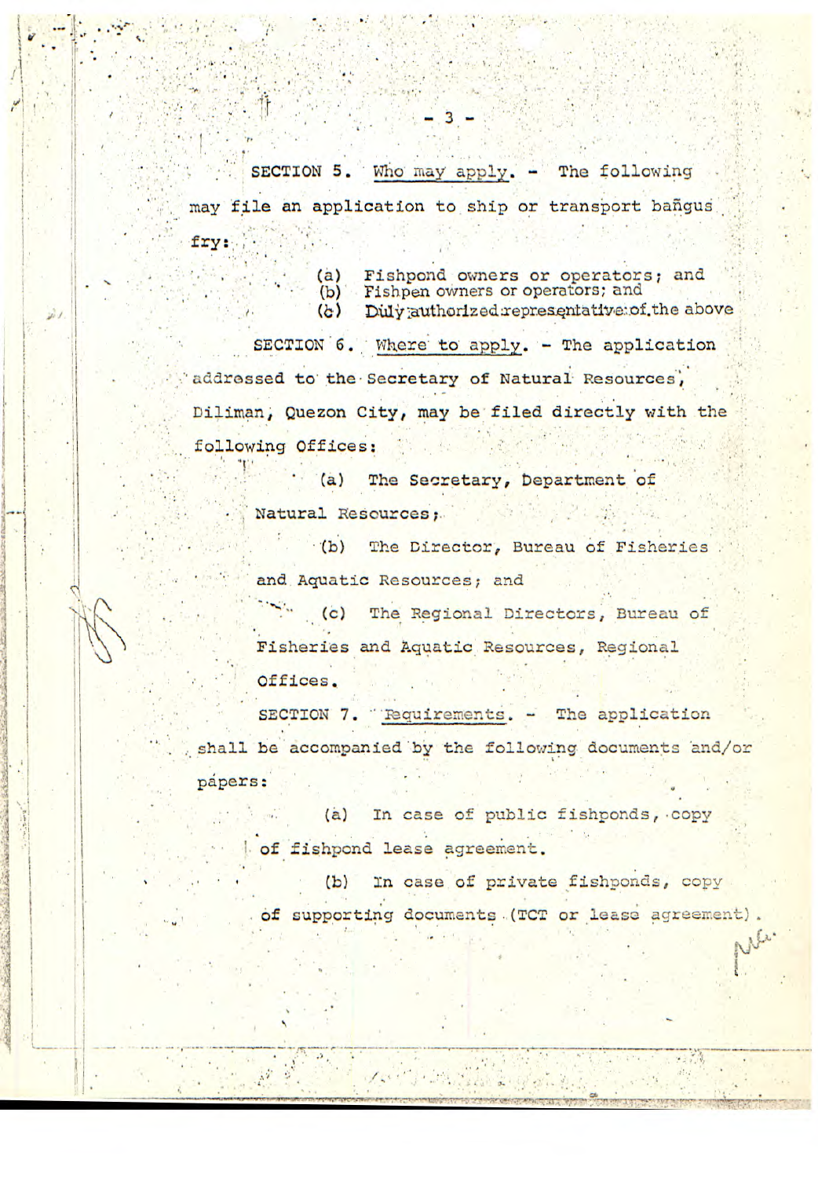SECTION 5. Who may apply. - The following may file an application to ship or transport bañgus fry:

(a) Fishpond owners or operators; and
(b) Fishpen owners or operators; and
(c) Duly authorized representative of the above

SECTION 6. Where to apply. - The application addressed to the Secretary of Natural Resources, Diliman, Quezon City, may be filed directly with the following Offices:

(a) The Secretary, Department of Natural Resources;

(b) The Director, Bureau of Fisheries and Aquatic Resources; and

(c) The Regional Directors, Bureau of Fisheries and Aquatic Resources, Regional Offices.

SECTION 7. Requirements. - The application shall be accompanied by the following documents and/or papers:

(a) In case of public fishponds, copy of fishpond lease agreement.

(b) In case of private fishponds, copy of supporting documents (TCT or lease agreement).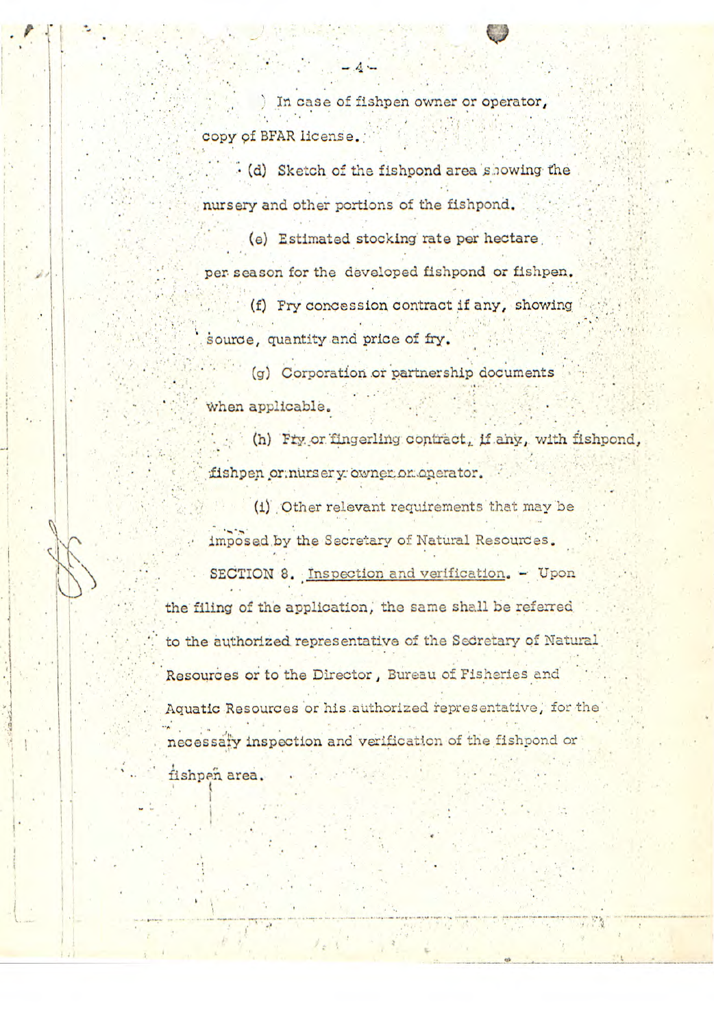) In case of fishpen owner or operator, copy of BFAR license.

(d) Sketch of the fishpond area showing the nursery and other portions of the fishpond.

(e) Estimated stocking rate per hectare per season for the developed fishpond or fishpen.

(f) Fry concession contract if any, showing source, quantity and price of fry.

(g) Corporation or partnership documents when applicable.

(h) Fry or fingerling contract, if any, with fishpond, fishpen or nursery owner or operator.

(i) Other relevant requirements that may be imposed by the Secretary of Natural Resources.

SECTION 8. Inspection and verification. - Upon the filing of the application, the same shall be referred to the authorized representative of the Secretary of Natural Resources or to the Director, Bureau of Fisheries and Aquatic Resources or his authorized representative, for the necessary inspection and verification of the fishpond or fishpen area.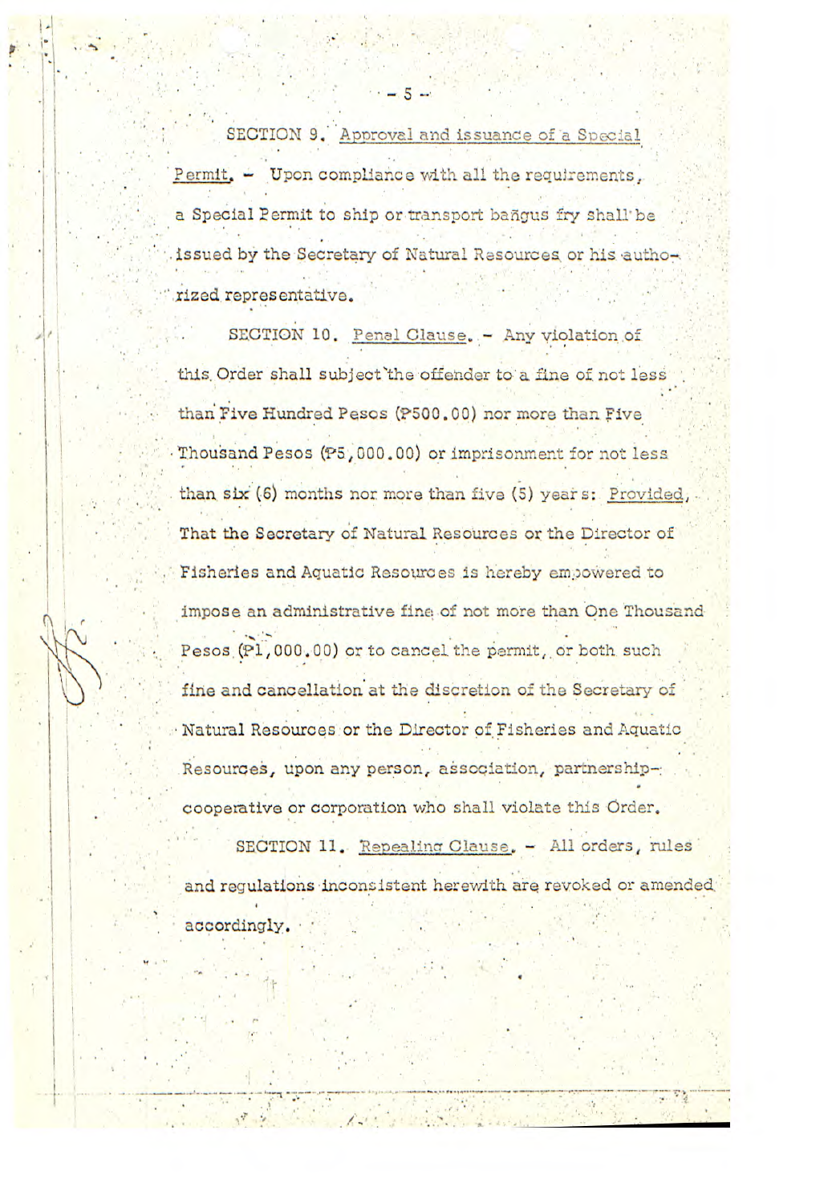SECTION 9. Approval and issuance of a Special Permit. – Upon compliance with all the requirements, a Special Permit to ship or transport bañgus fry shall be issued by the Secretary of Natural Resources or his authorized representative.

SECTION 10. Penal Clause. – Any violation of this Order shall subject the offender to a fine of not less than Five Hundred Pesos (₱500.00) nor more than Five Thousand Pesos (₱5,000.00) or imprisonment for not less than six (6) months nor more than five (5) years: Provided, That the Secretary of Natural Resources or the Director of Fisheries and Aquatic Resources is hereby empowered to impose an administrative fine of not more than One Thousand Pesos (₱1,000.00) or to cancel the permit, or both such fine and cancellation at the discretion of the Secretary of Natural Resources or the Director of Fisheries and Aquatic Resources, upon any person, association, partnership-cooperative or corporation who shall violate this Order.

SECTION 11. Repealing Clause. – All orders, rules and regulations inconsistent herewith are revoked or amended accordingly.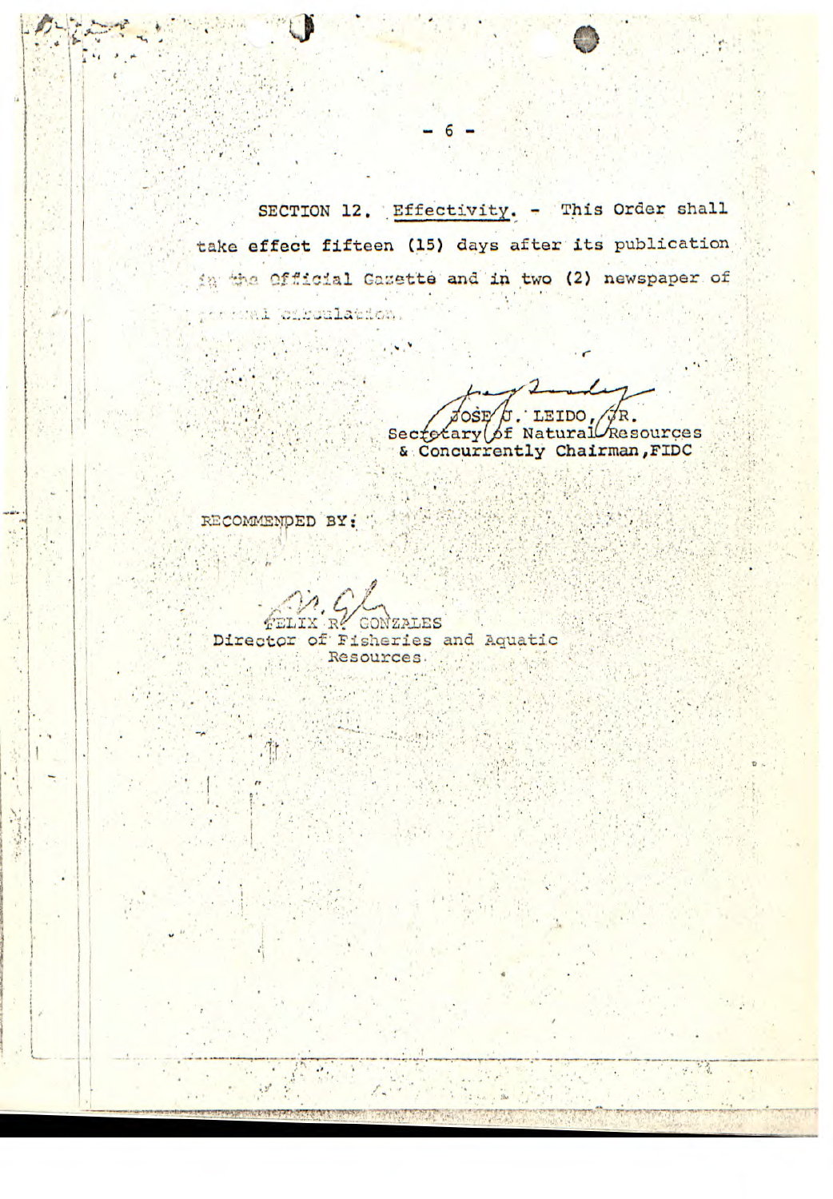SECTION 12. Effectivity. - This Order shall take effect fifteen (15) days after its publication in the Official Gazette and in two (2) newspaper of general circulation.

JOSE J. LEIDO, JR.
Secretary of Natural Resources
& Concurrently Chairman, FIDC

RECOMMENDED BY:

FELIX R. GONZALES
Director of Fisheries and Aquatic Resources